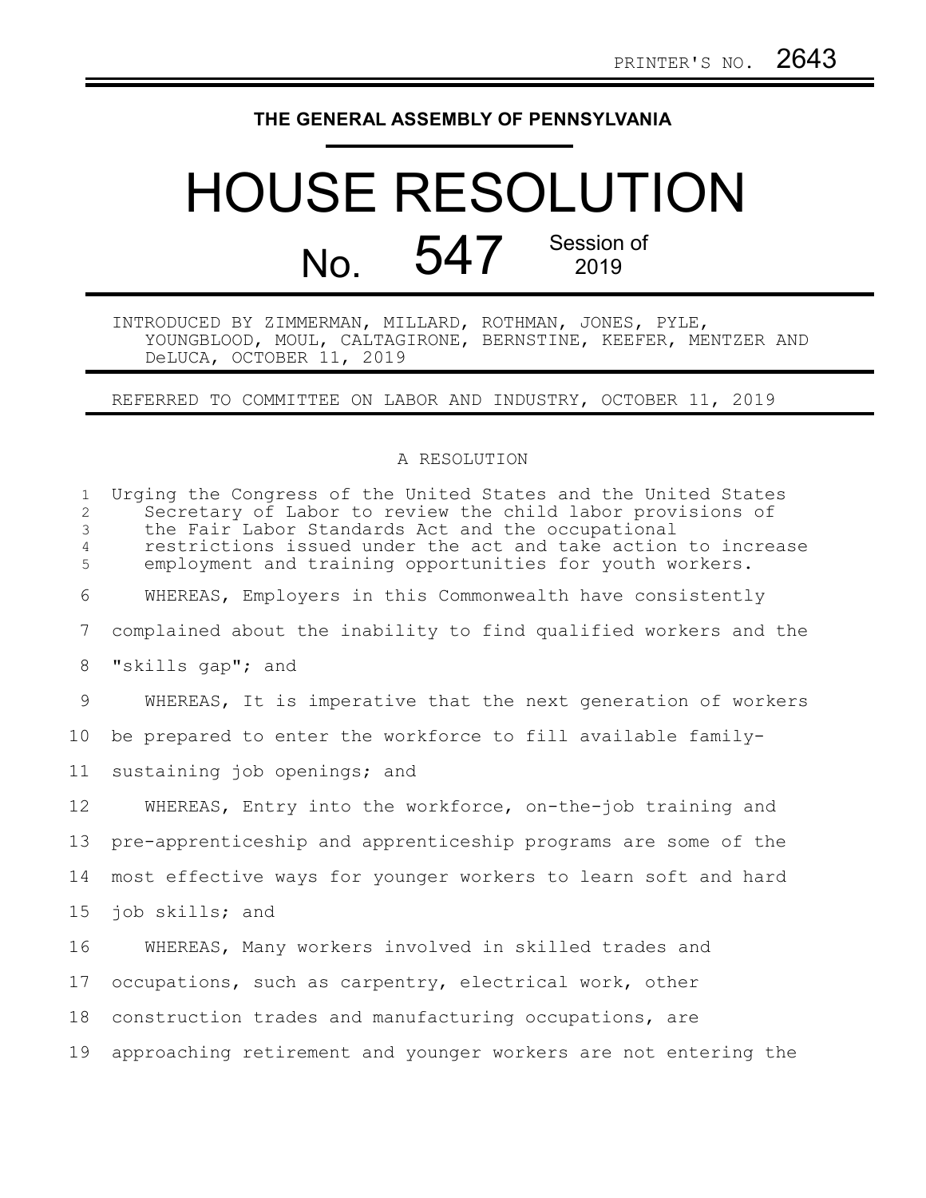PRINTER'S NO. 2643

**THE GENERAL ASSEMBLY OF PENNSYLVANIA**

# HOUSE RESOLUTION

## No. 547 Session of 2019

INTRODUCED BY ZIMMERMAN, MILLARD, ROTHMAN, JONES, PYLE, YOUNGBLOOD, MOUL, CALTAGIRONE, BERNSTINE, KEEFER, MENTZER AND DeLUCA, OCTOBER 11, 2019

REFERRED TO COMMITTEE ON LABOR AND INDUSTRY, OCTOBER 11, 2019

A RESOLUTION

Urging the Congress of the United States and the United States Secretary of Labor to review the child labor provisions of the Fair Labor Standards Act and the occupational restrictions issued under the act and take action to increase employment and training opportunities for youth workers.

WHEREAS, Employers in this Commonwealth have consistently complained about the inability to find qualified workers and the "skills gap"; and

WHEREAS, It is imperative that the next generation of workers be prepared to enter the workforce to fill available family-sustaining job openings; and

WHEREAS, Entry into the workforce, on-the-job training and pre-apprenticeship and apprenticeship programs are some of the most effective ways for younger workers to learn soft and hard job skills; and

WHEREAS, Many workers involved in skilled trades and occupations, such as carpentry, electrical work, other construction trades and manufacturing occupations, are approaching retirement and younger workers are not entering the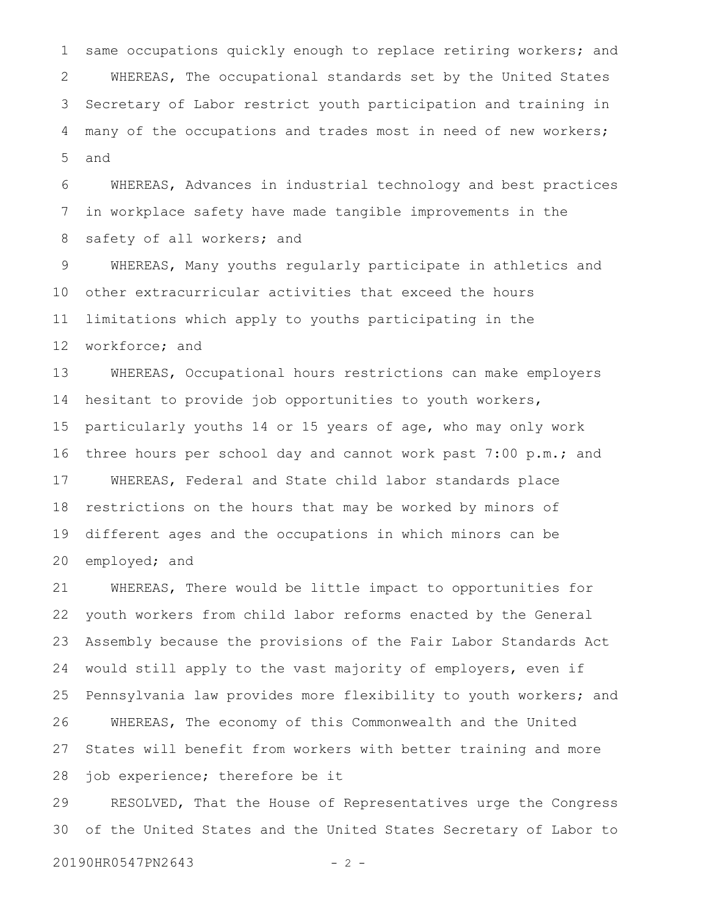same occupations quickly enough to replace retiring workers; and

WHEREAS, The occupational standards set by the United States Secretary of Labor restrict youth participation and training in many of the occupations and trades most in need of new workers; and

WHEREAS, Advances in industrial technology and best practices in workplace safety have made tangible improvements in the safety of all workers; and

WHEREAS, Many youths regularly participate in athletics and other extracurricular activities that exceed the hours limitations which apply to youths participating in the workforce; and

WHEREAS, Occupational hours restrictions can make employers hesitant to provide job opportunities to youth workers, particularly youths 14 or 15 years of age, who may only work three hours per school day and cannot work past 7:00 p.m.; and

WHEREAS, Federal and State child labor standards place restrictions on the hours that may be worked by minors of different ages and the occupations in which minors can be employed; and

WHEREAS, There would be little impact to opportunities for youth workers from child labor reforms enacted by the General Assembly because the provisions of the Fair Labor Standards Act would still apply to the vast majority of employers, even if Pennsylvania law provides more flexibility to youth workers; and

WHEREAS, The economy of this Commonwealth and the United States will benefit from workers with better training and more job experience; therefore be it

RESOLVED, That the House of Representatives urge the Congress of the United States and the United States Secretary of Labor to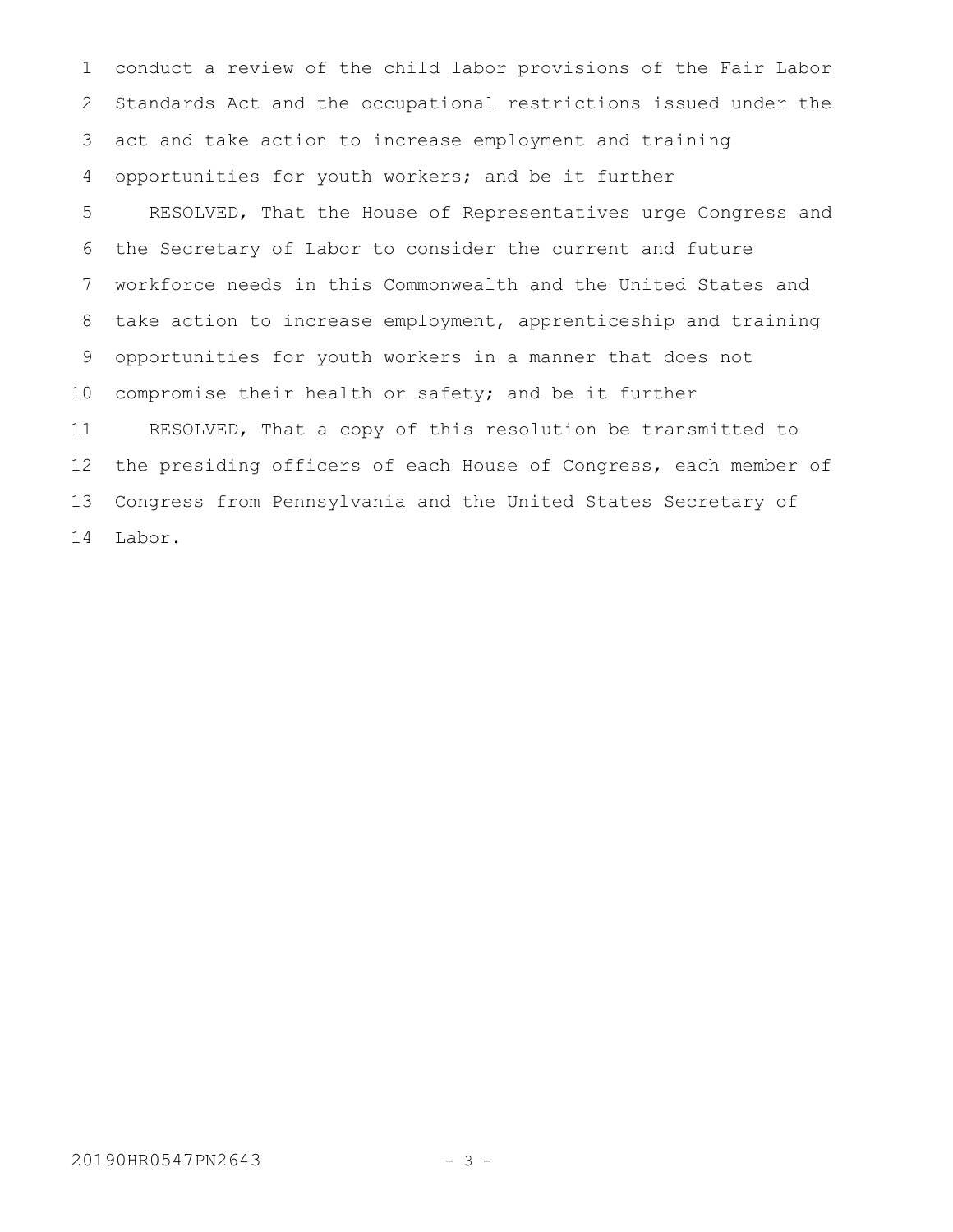conduct a review of the child labor provisions of the Fair Labor Standards Act and the occupational restrictions issued under the act and take action to increase employment and training opportunities for youth workers; and be it further

RESOLVED, That the House of Representatives urge Congress and the Secretary of Labor to consider the current and future workforce needs in this Commonwealth and the United States and take action to increase employment, apprenticeship and training opportunities for youth workers in a manner that does not compromise their health or safety; and be it further

RESOLVED, That a copy of this resolution be transmitted to the presiding officers of each House of Congress, each member of Congress from Pennsylvania and the United States Secretary of Labor.